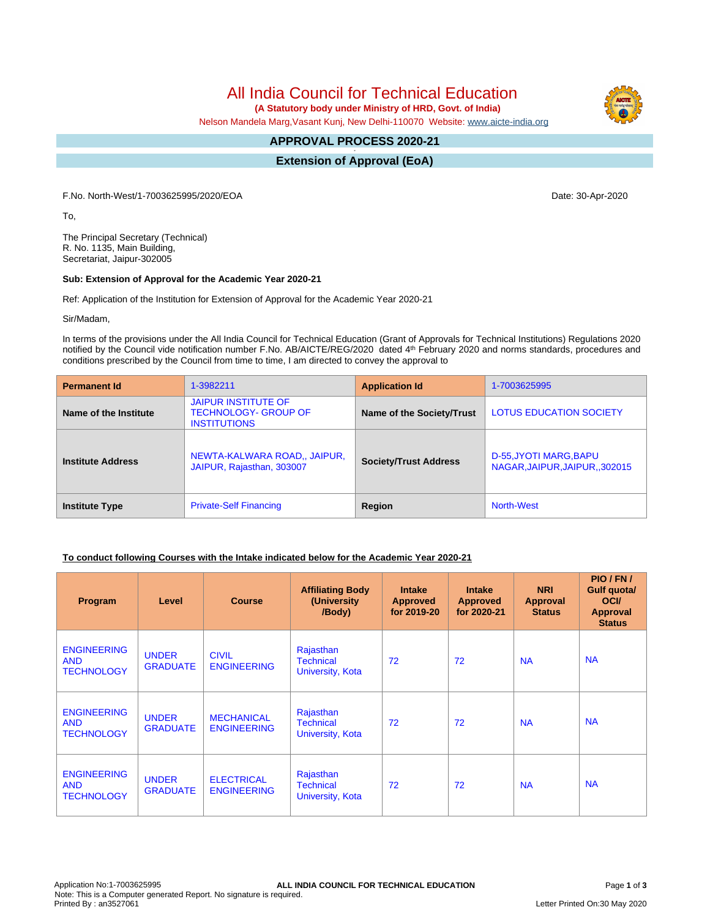# All India Council for Technical Education

**(A Statutory body under Ministry of HRD, Govt. of India)**

Nelson Mandela Marg,Vasant Kunj, New Delhi-110070 Website: www.aicte-india.org

## APPROVAL PROCESS 2020-21

## Extension of Approval (EoA)

F.No. North-West/1-7003625995/2020/EOA

Date: 30-Apr-2020

To,

The Principal Secretary (Technical)
R. No. 1135, Main Building,
Secretariat, Jaipur-302005

**Sub: Extension of Approval for the Academic Year 2020-21**

Ref: Application of the Institution for Extension of Approval for the Academic Year 2020-21

Sir/Madam,

In terms of the provisions under the All India Council for Technical Education (Grant of Approvals for Technical Institutions) Regulations 2020 notified by the Council vide notification number F.No. AB/AICTE/REG/2020 dated 4th February 2020 and norms standards, procedures and conditions prescribed by the Council from time to time, I am directed to convey the approval to

| **Permanent Id** | 1-3982211 | **Application Id** | 1-7003625995 |
|---|---|---|---|
| **Name of the Institute** | JAIPUR INSTITUTE OF TECHNOLOGY- GROUP OF INSTITUTIONS | **Name of the Society/Trust** | LOTUS EDUCATION SOCIETY |
| **Institute Address** | NEWTA-KALWARA ROAD,, JAIPUR, JAIPUR, Rajasthan, 303007 | **Society/Trust Address** | D-55,JYOTI MARG,BAPU NAGAR,JAIPUR,JAIPUR,,302015 |
| **Institute Type** | Private-Self Financing | **Region** | North-West |

**To conduct following Courses with the Intake indicated below for the Academic Year 2020-21**

| Program | Level | Course | Affiliating Body (University /Body) | Intake Approved for 2019-20 | Intake Approved for 2020-21 | NRI Approval Status | PIO / FN / Gulf quota/ OCI/ Approval Status |
|---|---|---|---|---|---|---|---|
| ENGINEERING AND TECHNOLOGY | UNDER GRADUATE | CIVIL ENGINEERING | Rajasthan Technical University, Kota | 72 | 72 | NA | NA |
| ENGINEERING AND TECHNOLOGY | UNDER GRADUATE | MECHANICAL ENGINEERING | Rajasthan Technical University, Kota | 72 | 72 | NA | NA |
| ENGINEERING AND TECHNOLOGY | UNDER GRADUATE | ELECTRICAL ENGINEERING | Rajasthan Technical University, Kota | 72 | 72 | NA | NA |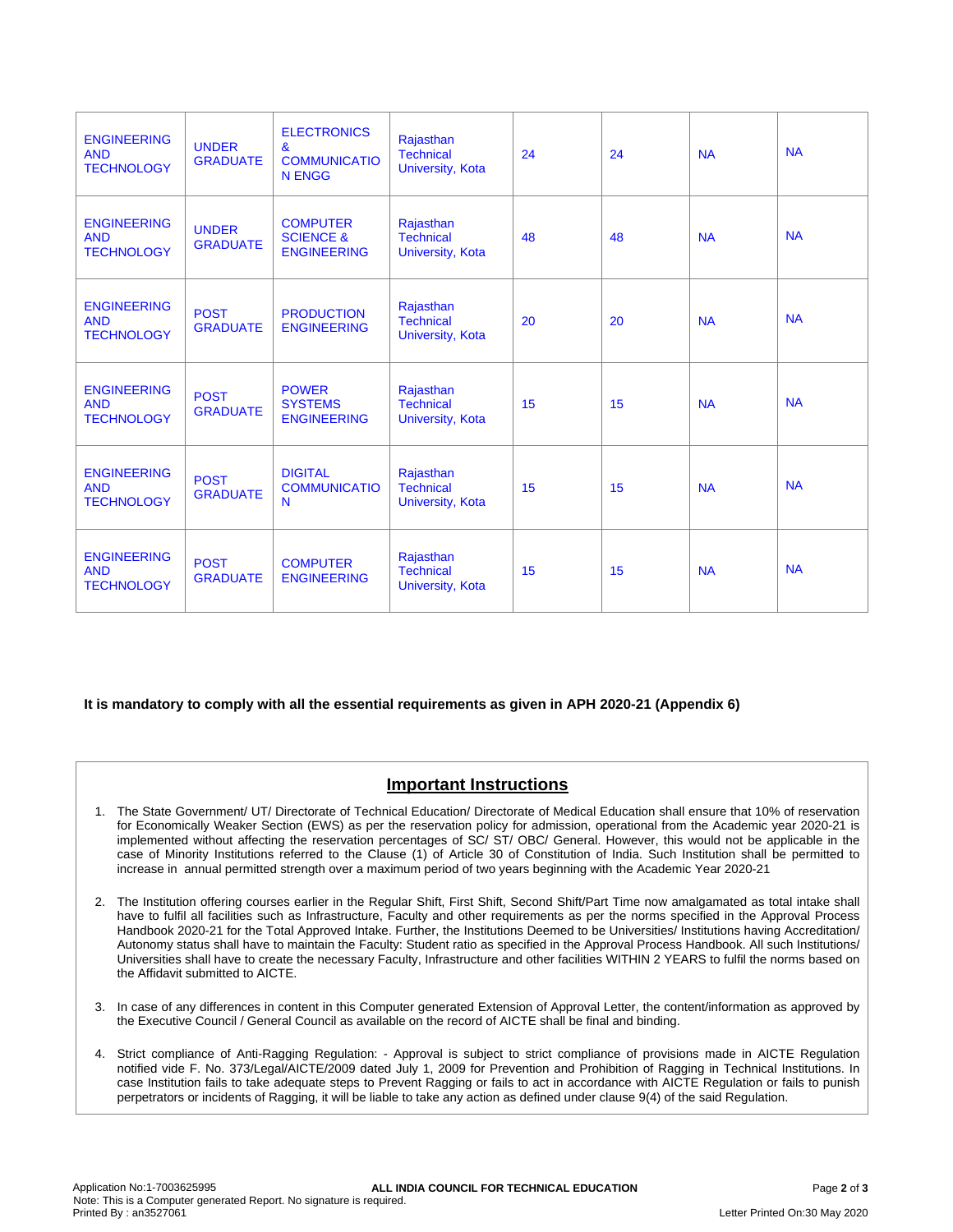| ENGINEERING AND TECHNOLOGY | UNDER GRADUATE | ELECTRONICS & COMMUNICATION ENGG | Rajasthan Technical University, Kota | 24 | 24 | NA | NA |
|---|---|---|---|---|---|---|---|
| ENGINEERING AND TECHNOLOGY | UNDER GRADUATE | COMPUTER SCIENCE & ENGINEERING | Rajasthan Technical University, Kota | 48 | 48 | NA | NA |
| ENGINEERING AND TECHNOLOGY | POST GRADUATE | PRODUCTION ENGINEERING | Rajasthan Technical University, Kota | 20 | 20 | NA | NA |
| ENGINEERING AND TECHNOLOGY | POST GRADUATE | POWER SYSTEMS ENGINEERING | Rajasthan Technical University, Kota | 15 | 15 | NA | NA |
| ENGINEERING AND TECHNOLOGY | POST GRADUATE | DIGITAL COMMUNICATION | Rajasthan Technical University, Kota | 15 | 15 | NA | NA |
| ENGINEERING AND TECHNOLOGY | POST GRADUATE | COMPUTER ENGINEERING | Rajasthan Technical University, Kota | 15 | 15 | NA | NA |

**It is mandatory to comply with all the essential requirements as given in APH 2020-21 (Appendix 6)**

## Important Instructions

1. The State Government/ UT/ Directorate of Technical Education/ Directorate of Medical Education shall ensure that 10% of reservation for Economically Weaker Section (EWS) as per the reservation policy for admission, operational from the Academic year 2020-21 is implemented without affecting the reservation percentages of SC/ ST/ OBC/ General. However, this would not be applicable in the case of Minority Institutions referred to the Clause (1) of Article 30 of Constitution of India. Such Institution shall be permitted to increase in annual permitted strength over a maximum period of two years beginning with the Academic Year 2020-21

2. The Institution offering courses earlier in the Regular Shift, First Shift, Second Shift/Part Time now amalgamated as total intake shall have to fulfil all facilities such as Infrastructure, Faculty and other requirements as per the norms specified in the Approval Process Handbook 2020-21 for the Total Approved Intake. Further, the Institutions Deemed to be Universities/ Institutions having Accreditation/ Autonomy status shall have to maintain the Faculty: Student ratio as specified in the Approval Process Handbook. All such Institutions/ Universities shall have to create the necessary Faculty, Infrastructure and other facilities WITHIN 2 YEARS to fulfil the norms based on the Affidavit submitted to AICTE.

3. In case of any differences in content in this Computer generated Extension of Approval Letter, the content/information as approved by the Executive Council / General Council as available on the record of AICTE shall be final and binding.

4. Strict compliance of Anti-Ragging Regulation: - Approval is subject to strict compliance of provisions made in AICTE Regulation notified vide F. No. 373/Legal/AICTE/2009 dated July 1, 2009 for Prevention and Prohibition of Ragging in Technical Institutions. In case Institution fails to take adequate steps to Prevent Ragging or fails to act in accordance with AICTE Regulation or fails to punish perpetrators or incidents of Ragging, it will be liable to take any action as defined under clause 9(4) of the said Regulation.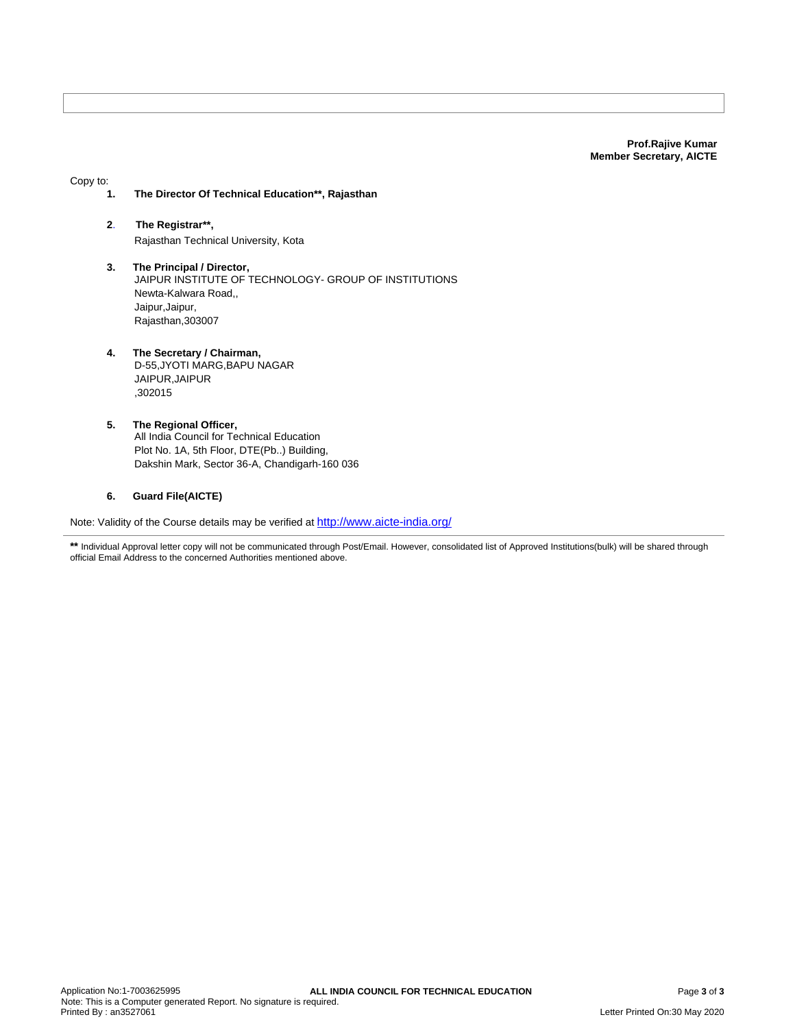**Prof.Rajive Kumar**
**Member Secretary, AICTE**

Copy to:

1. **The Director Of Technical Education\*\*, Rajasthan**

2. **The Registrar\*\*,**
   Rajasthan Technical University, Kota

3. **The Principal / Director,**
   JAIPUR INSTITUTE OF TECHNOLOGY- GROUP OF INSTITUTIONS
   Newta-Kalwara Road,,
   Jaipur,Jaipur,
   Rajasthan,303007

4. **The Secretary / Chairman,**
   D-55,JYOTI MARG,BAPU NAGAR
   JAIPUR,JAIPUR
   ,302015

5. **The Regional Officer,**
   All India Council for Technical Education
   Plot No. 1A, 5th Floor, DTE(Pb..) Building,
   Dakshin Mark, Sector 36-A, Chandigarh-160 036

6. **Guard File(AICTE)**

Note: Validity of the Course details may be verified at http://www.aicte-india.org/

---

**\*\*** Individual Approval letter copy will not be communicated through Post/Email. However, consolidated list of Approved Institutions(bulk) will be shared through official Email Address to the concerned Authorities mentioned above.

Application No:1-7003625995
Note: This is a Computer generated Report. No signature is required.
Printed By : an3527061
Letter Printed On:30 May 2020